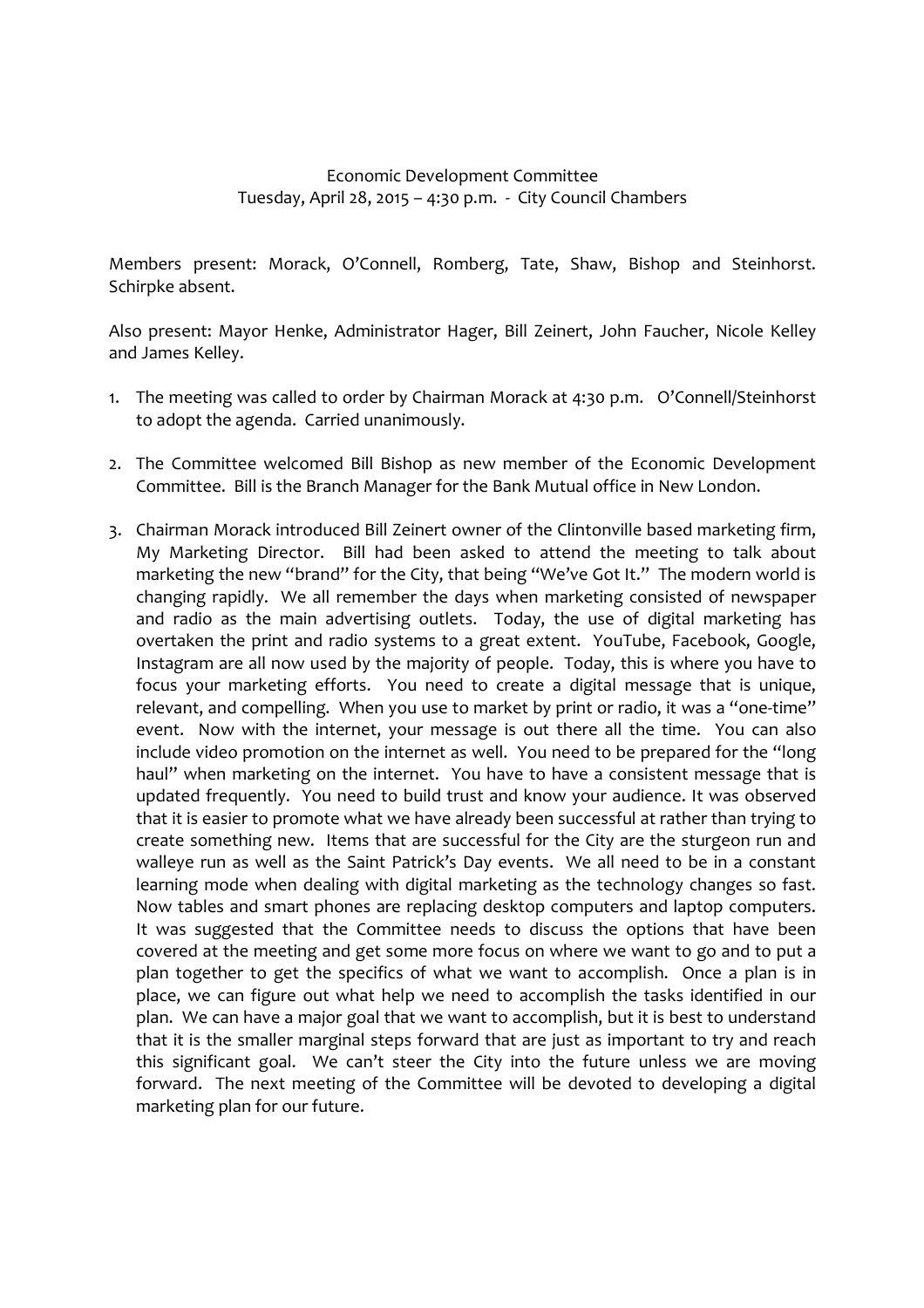Economic Development Committee
Tuesday, April 28, 2015 – 4:30 p.m. - City Council Chambers

Members present: Morack, O'Connell, Romberg, Tate, Shaw, Bishop and Steinhorst. Schirpke absent.

Also present: Mayor Henke, Administrator Hager, Bill Zeinert, John Faucher, Nicole Kelley and James Kelley.

1. The meeting was called to order by Chairman Morack at 4:30 p.m. O'Connell/Steinhorst to adopt the agenda. Carried unanimously.

2. The Committee welcomed Bill Bishop as new member of the Economic Development Committee. Bill is the Branch Manager for the Bank Mutual office in New London.

3. Chairman Morack introduced Bill Zeinert owner of the Clintonville based marketing firm, My Marketing Director. Bill had been asked to attend the meeting to talk about marketing the new "brand" for the City, that being "We've Got It." The modern world is changing rapidly. We all remember the days when marketing consisted of newspaper and radio as the main advertising outlets. Today, the use of digital marketing has overtaken the print and radio systems to a great extent. YouTube, Facebook, Google, Instagram are all now used by the majority of people. Today, this is where you have to focus your marketing efforts. You need to create a digital message that is unique, relevant, and compelling. When you use to market by print or radio, it was a "one-time" event. Now with the internet, your message is out there all the time. You can also include video promotion on the internet as well. You need to be prepared for the "long haul" when marketing on the internet. You have to have a consistent message that is updated frequently. You need to build trust and know your audience. It was observed that it is easier to promote what we have already been successful at rather than trying to create something new. Items that are successful for the City are the sturgeon run and walleye run as well as the Saint Patrick's Day events. We all need to be in a constant learning mode when dealing with digital marketing as the technology changes so fast. Now tables and smart phones are replacing desktop computers and laptop computers. It was suggested that the Committee needs to discuss the options that have been covered at the meeting and get some more focus on where we want to go and to put a plan together to get the specifics of what we want to accomplish. Once a plan is in place, we can figure out what help we need to accomplish the tasks identified in our plan. We can have a major goal that we want to accomplish, but it is best to understand that it is the smaller marginal steps forward that are just as important to try and reach this significant goal. We can't steer the City into the future unless we are moving forward. The next meeting of the Committee will be devoted to developing a digital marketing plan for our future.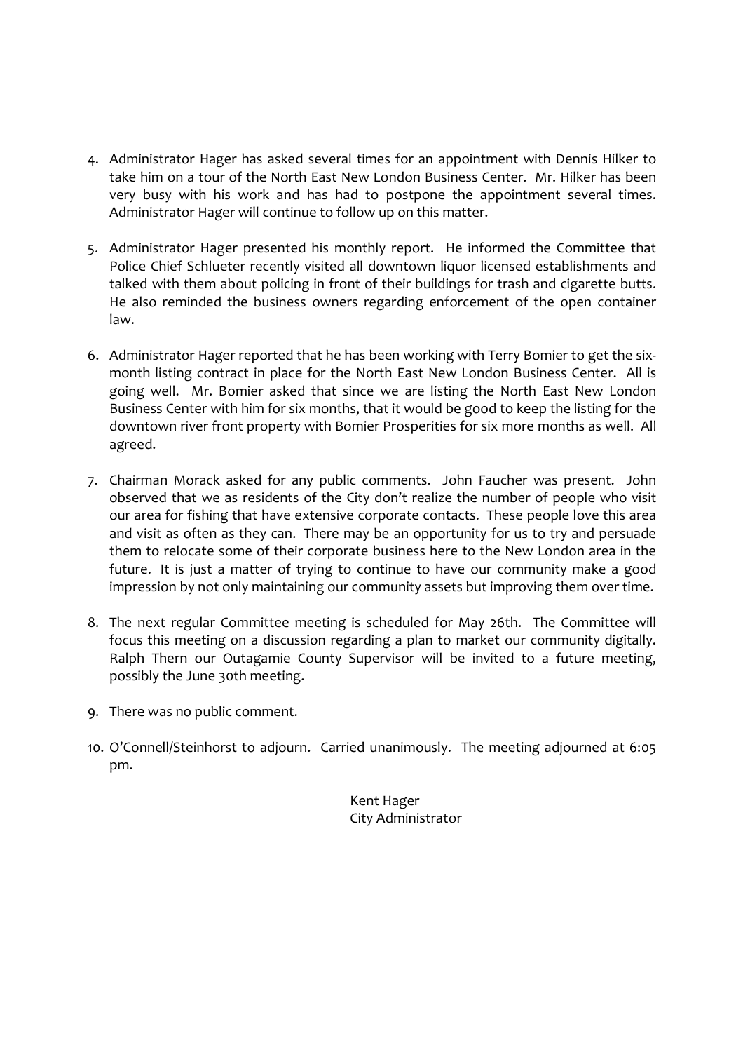4. Administrator Hager has asked several times for an appointment with Dennis Hilker to take him on a tour of the North East New London Business Center. Mr. Hilker has been very busy with his work and has had to postpone the appointment several times. Administrator Hager will continue to follow up on this matter.

5. Administrator Hager presented his monthly report. He informed the Committee that Police Chief Schlueter recently visited all downtown liquor licensed establishments and talked with them about policing in front of their buildings for trash and cigarette butts. He also reminded the business owners regarding enforcement of the open container law.

6. Administrator Hager reported that he has been working with Terry Bomier to get the six-month listing contract in place for the North East New London Business Center. All is going well. Mr. Bomier asked that since we are listing the North East New London Business Center with him for six months, that it would be good to keep the listing for the downtown river front property with Bomier Prosperities for six more months as well. All agreed.

7. Chairman Morack asked for any public comments. John Faucher was present. John observed that we as residents of the City don't realize the number of people who visit our area for fishing that have extensive corporate contacts. These people love this area and visit as often as they can. There may be an opportunity for us to try and persuade them to relocate some of their corporate business here to the New London area in the future. It is just a matter of trying to continue to have our community make a good impression by not only maintaining our community assets but improving them over time.

8. The next regular Committee meeting is scheduled for May 26th. The Committee will focus this meeting on a discussion regarding a plan to market our community digitally. Ralph Thern our Outagamie County Supervisor will be invited to a future meeting, possibly the June 30th meeting.

9. There was no public comment.

10. O'Connell/Steinhorst to adjourn. Carried unanimously. The meeting adjourned at 6:05 pm.

Kent Hager
City Administrator